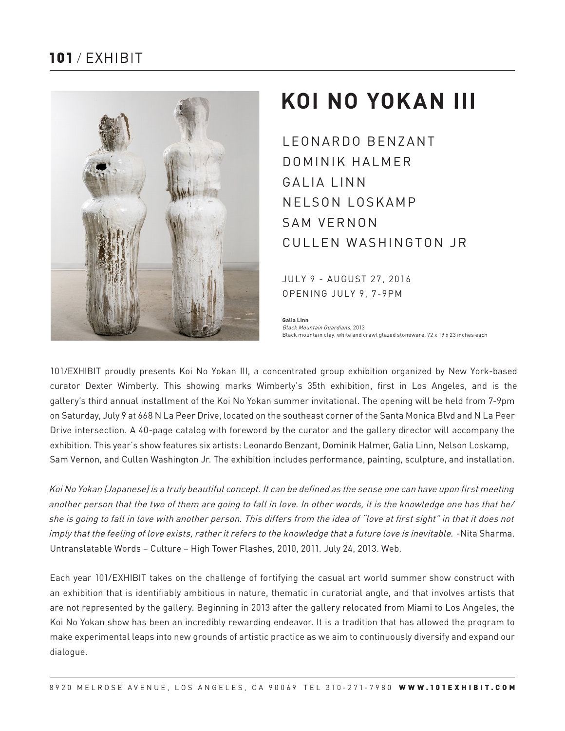# KOI NO YOKAN III

LEONARDO BENZANT
DOMINIK HALMER
GALIA LINN
NELSON LOSKAMP
SAM VERNON
CULLEN WASHINGTON JR

JULY 9 - AUGUST 27, 2016
OPENING JULY 9, 7-9PM

**Galia Linn**
*Black Mountain Guardians,* 2013
Black mountain clay, white and crawl glazed stoneware, 72 x 19 x 23 inches each

101/EXHIBIT proudly presents Koi No Yokan III, a concentrated group exhibition organized by New York-based curator Dexter Wimberly. This showing marks Wimberly's 35th exhibition, first in Los Angeles, and is the gallery's third annual installment of the Koi No Yokan summer invitational. The opening will be held from 7-9pm on Saturday, July 9 at 668 N La Peer Drive, located on the southeast corner of the Santa Monica Blvd and N La Peer Drive intersection. A 40-page catalog with foreword by the curator and the gallery director will accompany the exhibition. This year's show features six artists: Leonardo Benzant, Dominik Halmer, Galia Linn, Nelson Loskamp, Sam Vernon, and Cullen Washington Jr. The exhibition includes performance, painting, sculpture, and installation.

*Koi No Yokan (Japanese) is a truly beautiful concept. It can be defined as the sense one can have upon first meeting another person that the two of them are going to fall in love. In other words, it is the knowledge one has that he/she is going to fall in love with another person. This differs from the idea of "love at first sight" in that it does not imply that the feeling of love exists, rather it refers to the knowledge that a future love is inevitable.* -Nita Sharma. Untranslatable Words – Culture – High Tower Flashes, 2010, 2011. July 24, 2013. Web.

Each year 101/EXHIBIT takes on the challenge of fortifying the casual art world summer show construct with an exhibition that is identifiably ambitious in nature, thematic in curatorial angle, and that involves artists that are not represented by the gallery. Beginning in 2013 after the gallery relocated from Miami to Los Angeles, the Koi No Yokan show has been an incredibly rewarding endeavor. It is a tradition that has allowed the program to make experimental leaps into new grounds of artistic practice as we aim to continuously diversify and expand our dialogue.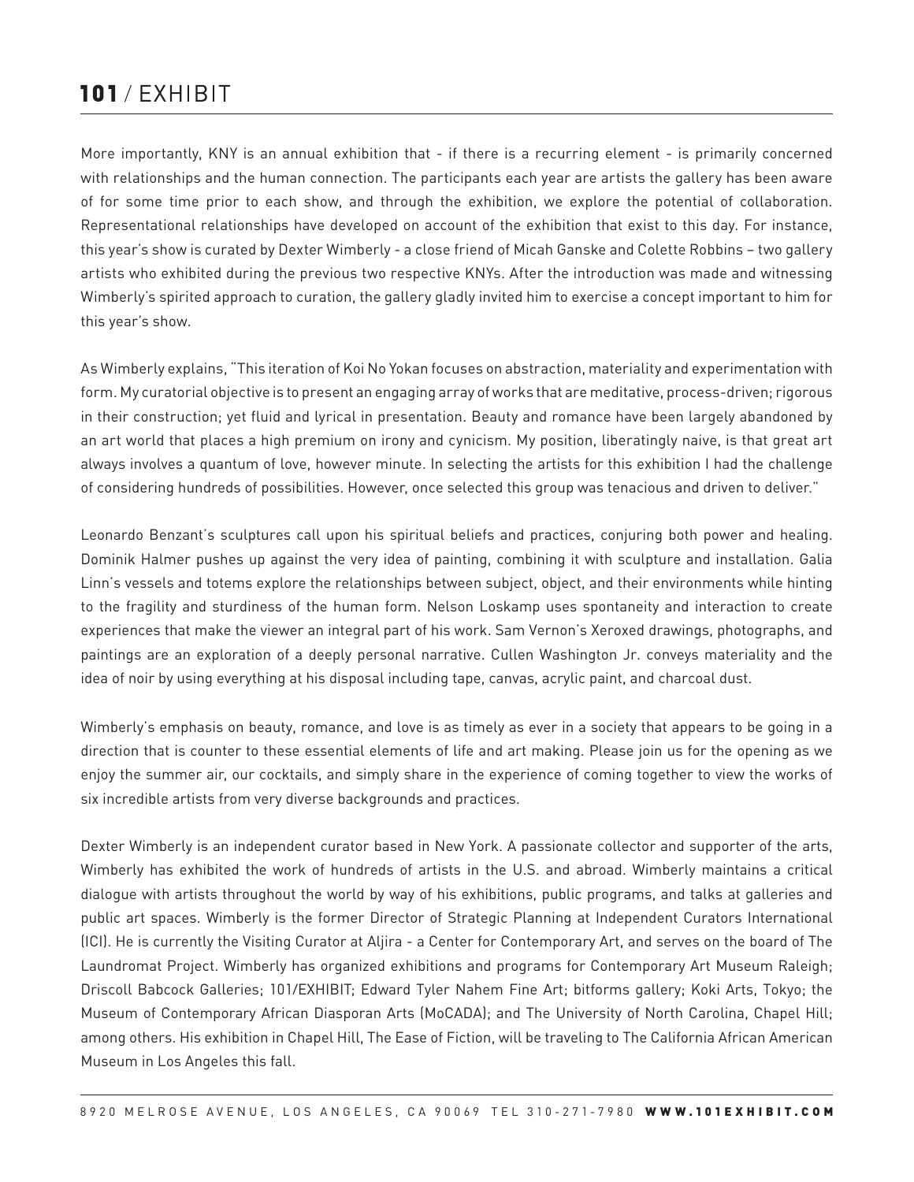More importantly, KNY is an annual exhibition that - if there is a recurring element - is primarily concerned with relationships and the human connection. The participants each year are artists the gallery has been aware of for some time prior to each show, and through the exhibition, we explore the potential of collaboration. Representational relationships have developed on account of the exhibition that exist to this day. For instance, this year's show is curated by Dexter Wimberly - a close friend of Micah Ganske and Colette Robbins – two gallery artists who exhibited during the previous two respective KNYs. After the introduction was made and witnessing Wimberly's spirited approach to curation, the gallery gladly invited him to exercise a concept important to him for this year's show.

As Wimberly explains, "This iteration of Koi No Yokan focuses on abstraction, materiality and experimentation with form. My curatorial objective is to present an engaging array of works that are meditative, process-driven; rigorous in their construction; yet fluid and lyrical in presentation. Beauty and romance have been largely abandoned by an art world that places a high premium on irony and cynicism. My position, liberatingly naive, is that great art always involves a quantum of love, however minute. In selecting the artists for this exhibition I had the challenge of considering hundreds of possibilities. However, once selected this group was tenacious and driven to deliver."

Leonardo Benzant's sculptures call upon his spiritual beliefs and practices, conjuring both power and healing. Dominik Halmer pushes up against the very idea of painting, combining it with sculpture and installation. Galia Linn's vessels and totems explore the relationships between subject, object, and their environments while hinting to the fragility and sturdiness of the human form. Nelson Loskamp uses spontaneity and interaction to create experiences that make the viewer an integral part of his work. Sam Vernon's Xeroxed drawings, photographs, and paintings are an exploration of a deeply personal narrative. Cullen Washington Jr. conveys materiality and the idea of noir by using everything at his disposal including tape, canvas, acrylic paint, and charcoal dust.

Wimberly's emphasis on beauty, romance, and love is as timely as ever in a society that appears to be going in a direction that is counter to these essential elements of life and art making. Please join us for the opening as we enjoy the summer air, our cocktails, and simply share in the experience of coming together to view the works of six incredible artists from very diverse backgrounds and practices.

Dexter Wimberly is an independent curator based in New York. A passionate collector and supporter of the arts, Wimberly has exhibited the work of hundreds of artists in the U.S. and abroad. Wimberly maintains a critical dialogue with artists throughout the world by way of his exhibitions, public programs, and talks at galleries and public art spaces. Wimberly is the former Director of Strategic Planning at Independent Curators International (ICI). He is currently the Visiting Curator at Aljira - a Center for Contemporary Art, and serves on the board of The Laundromat Project. Wimberly has organized exhibitions and programs for Contemporary Art Museum Raleigh; Driscoll Babcock Galleries; 101/EXHIBIT; Edward Tyler Nahem Fine Art; bitforms gallery; Koki Arts, Tokyo; the Museum of Contemporary African Diasporan Arts (MoCADA); and The University of North Carolina, Chapel Hill; among others. His exhibition in Chapel Hill, The Ease of Fiction, will be traveling to The California African American Museum in Los Angeles this fall.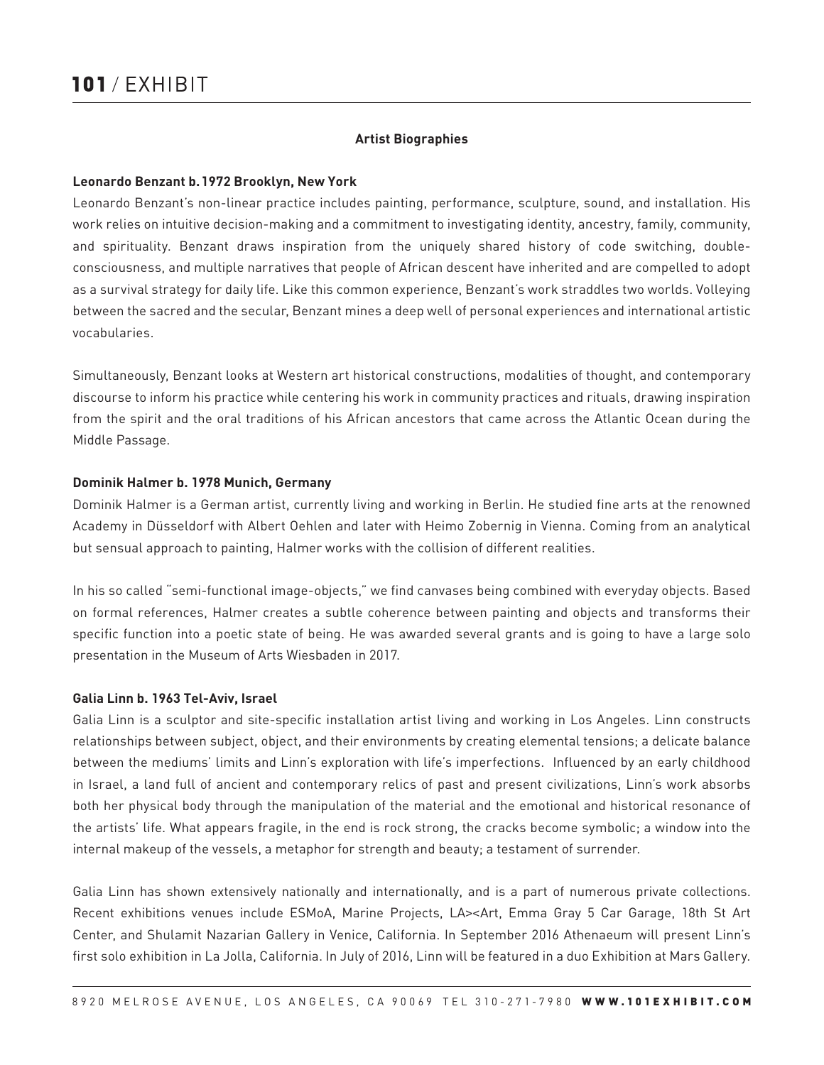**Artist Biographies**

**Leonardo Benzant b.1972 Brooklyn, New York**

Leonardo Benzant's non-linear practice includes painting, performance, sculpture, sound, and installation. His work relies on intuitive decision-making and a commitment to investigating identity, ancestry, family, community, and spirituality. Benzant draws inspiration from the uniquely shared history of code switching, double-consciousness, and multiple narratives that people of African descent have inherited and are compelled to adopt as a survival strategy for daily life. Like this common experience, Benzant's work straddles two worlds. Volleying between the sacred and the secular, Benzant mines a deep well of personal experiences and international artistic vocabularies.

Simultaneously, Benzant looks at Western art historical constructions, modalities of thought, and contemporary discourse to inform his practice while centering his work in community practices and rituals, drawing inspiration from the spirit and the oral traditions of his African ancestors that came across the Atlantic Ocean during the Middle Passage.

**Dominik Halmer b. 1978 Munich, Germany**

Dominik Halmer is a German artist, currently living and working in Berlin. He studied fine arts at the renowned Academy in Düsseldorf with Albert Oehlen and later with Heimo Zobernig in Vienna. Coming from an analytical but sensual approach to painting, Halmer works with the collision of different realities.

In his so called "semi-functional image-objects," we find canvases being combined with everyday objects. Based on formal references, Halmer creates a subtle coherence between painting and objects and transforms their specific function into a poetic state of being. He was awarded several grants and is going to have a large solo presentation in the Museum of Arts Wiesbaden in 2017.

**Galia Linn b. 1963 Tel-Aviv, Israel**

Galia Linn is a sculptor and site-specific installation artist living and working in Los Angeles. Linn constructs relationships between subject, object, and their environments by creating elemental tensions; a delicate balance between the mediums' limits and Linn's exploration with life's imperfections. Influenced by an early childhood in Israel, a land full of ancient and contemporary relics of past and present civilizations, Linn's work absorbs both her physical body through the manipulation of the material and the emotional and historical resonance of the artists' life. What appears fragile, in the end is rock strong, the cracks become symbolic; a window into the internal makeup of the vessels, a metaphor for strength and beauty; a testament of surrender.

Galia Linn has shown extensively nationally and internationally, and is a part of numerous private collections. Recent exhibitions venues include ESMoA, Marine Projects, LA><Art, Emma Gray 5 Car Garage, 18th St Art Center, and Shulamit Nazarian Gallery in Venice, California. In September 2016 Athenaeum will present Linn's first solo exhibition in La Jolla, California. In July of 2016, Linn will be featured in a duo Exhibition at Mars Gallery.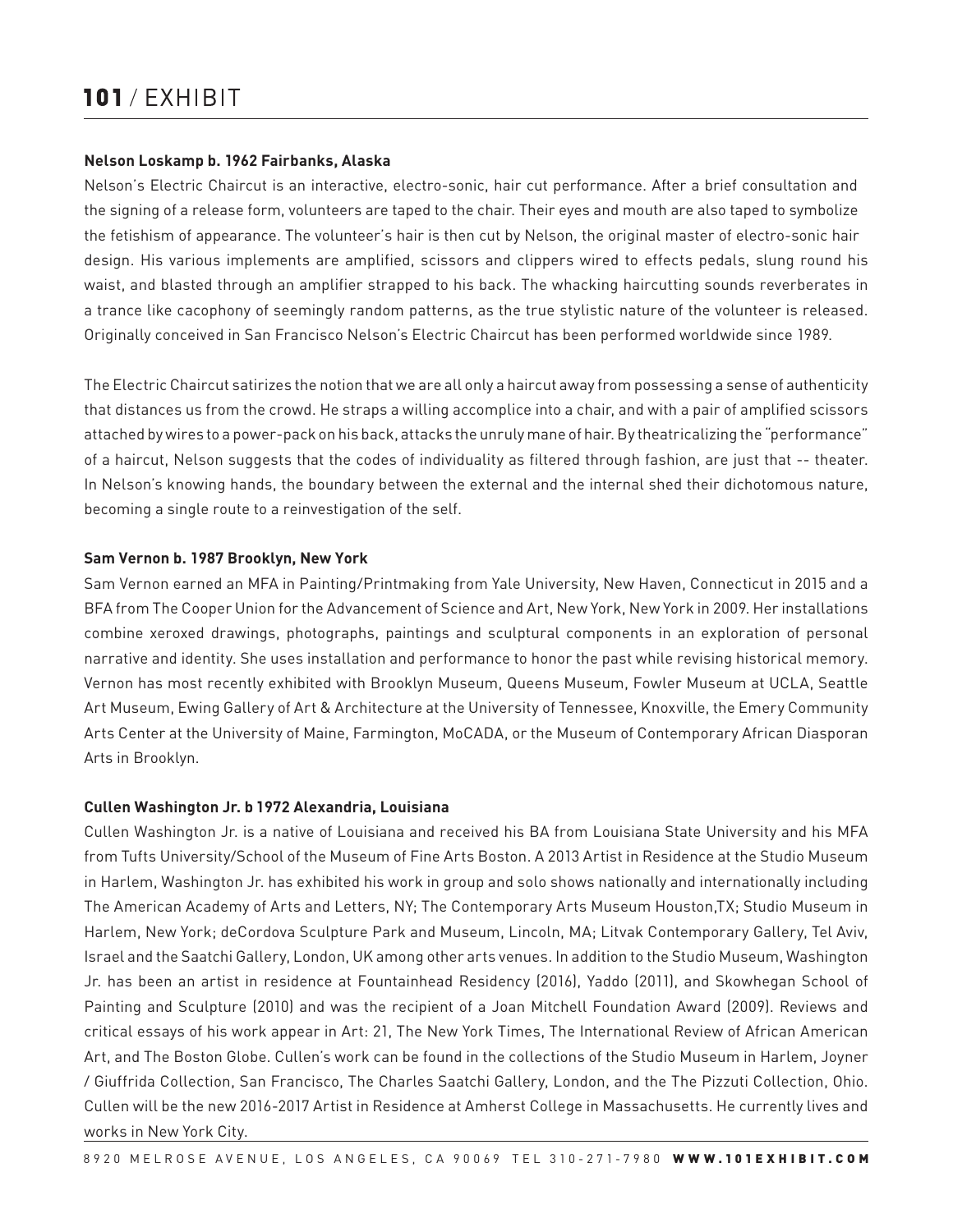**Nelson Loskamp b. 1962 Fairbanks, Alaska**

Nelson's Electric Chaircut is an interactive, electro-sonic, hair cut performance. After a brief consultation and the signing of a release form, volunteers are taped to the chair. Their eyes and mouth are also taped to symbolize the fetishism of appearance. The volunteer's hair is then cut by Nelson, the original master of electro-sonic hair design. His various implements are amplified, scissors and clippers wired to effects pedals, slung round his waist, and blasted through an amplifier strapped to his back. The whacking haircutting sounds reverberates in a trance like cacophony of seemingly random patterns, as the true stylistic nature of the volunteer is released. Originally conceived in San Francisco Nelson's Electric Chaircut has been performed worldwide since 1989.

The Electric Chaircut satirizes the notion that we are all only a haircut away from possessing a sense of authenticity that distances us from the crowd. He straps a willing accomplice into a chair, and with a pair of amplified scissors attached by wires to a power-pack on his back, attacks the unruly mane of hair. By theatricalizing the "performance" of a haircut, Nelson suggests that the codes of individuality as filtered through fashion, are just that -- theater. In Nelson's knowing hands, the boundary between the external and the internal shed their dichotomous nature, becoming a single route to a reinvestigation of the self.

**Sam Vernon b. 1987 Brooklyn, New York**

Sam Vernon earned an MFA in Painting/Printmaking from Yale University, New Haven, Connecticut in 2015 and a BFA from The Cooper Union for the Advancement of Science and Art, New York, New York in 2009. Her installations combine xeroxed drawings, photographs, paintings and sculptural components in an exploration of personal narrative and identity. She uses installation and performance to honor the past while revising historical memory. Vernon has most recently exhibited with Brooklyn Museum, Queens Museum, Fowler Museum at UCLA, Seattle Art Museum, Ewing Gallery of Art & Architecture at the University of Tennessee, Knoxville, the Emery Community Arts Center at the University of Maine, Farmington, MoCADA, or the Museum of Contemporary African Diasporan Arts in Brooklyn.

**Cullen Washington Jr. b 1972 Alexandria, Louisiana**

Cullen Washington Jr. is a native of Louisiana and received his BA from Louisiana State University and his MFA from Tufts University/School of the Museum of Fine Arts Boston. A 2013 Artist in Residence at the Studio Museum in Harlem, Washington Jr. has exhibited his work in group and solo shows nationally and internationally including The American Academy of Arts and Letters, NY; The Contemporary Arts Museum Houston,TX; Studio Museum in Harlem, New York; deCordova Sculpture Park and Museum, Lincoln, MA; Litvak Contemporary Gallery, Tel Aviv, Israel and the Saatchi Gallery, London, UK among other arts venues. In addition to the Studio Museum, Washington Jr. has been an artist in residence at Fountainhead Residency (2016), Yaddo (2011), and Skowhegan School of Painting and Sculpture (2010) and was the recipient of a Joan Mitchell Foundation Award (2009). Reviews and critical essays of his work appear in Art: 21, The New York Times, The International Review of African American Art, and The Boston Globe. Cullen's work can be found in the collections of the Studio Museum in Harlem, Joyner / Giuffrida Collection, San Francisco, The Charles Saatchi Gallery, London, and the The Pizzuti Collection, Ohio. Cullen will be the new 2016-2017 Artist in Residence at Amherst College in Massachusetts. He currently lives and works in New York City.